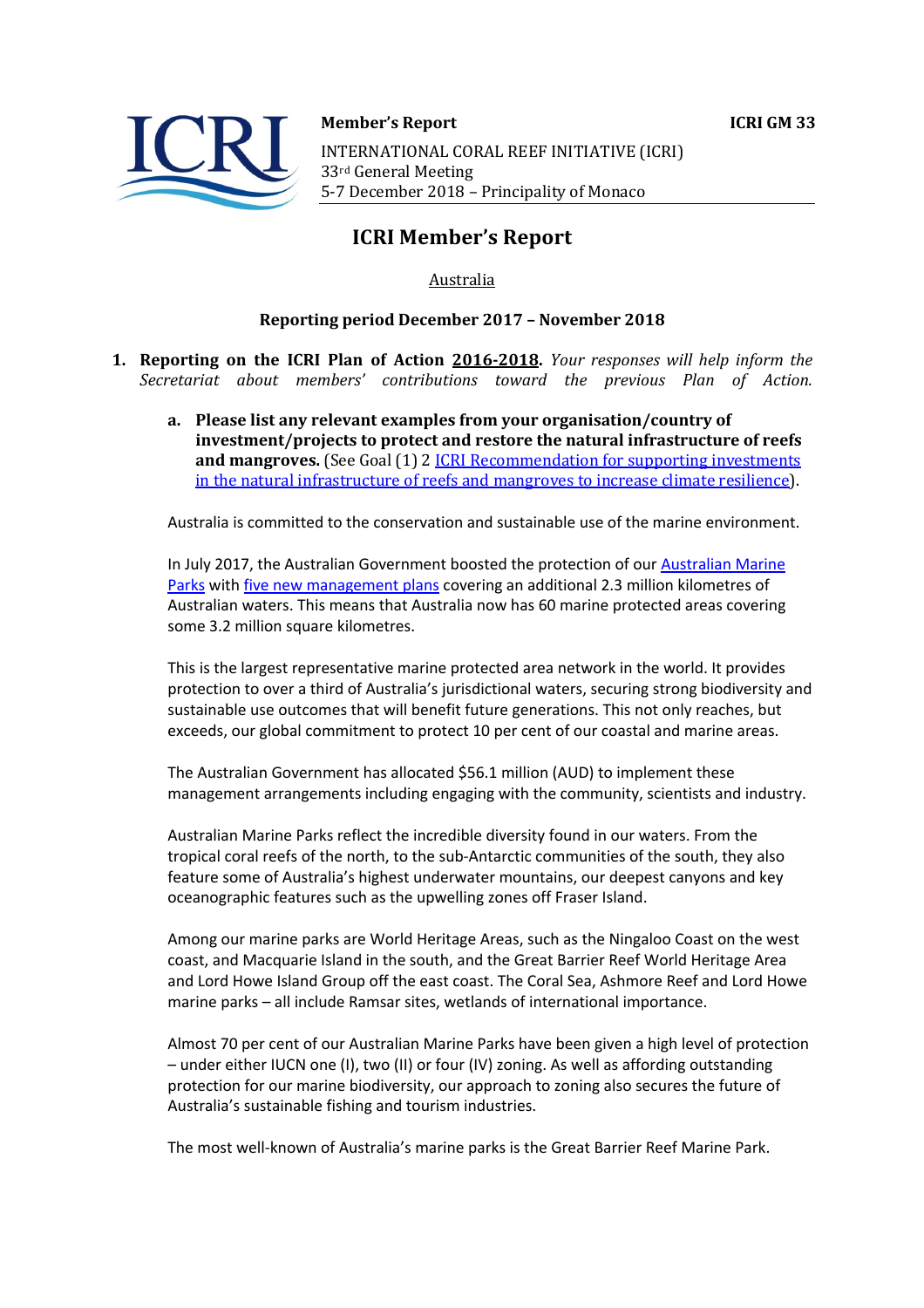**Member's Report** **ICRI GM 33**

INTERNATIONAL CORAL REEF INITIATIVE (ICRI)
33rd General Meeting
5-7 December 2018 – Principality of Monaco

# ICRI Member's Report

Australia

**Reporting period December 2017 – November 2018**

1. **Reporting on the ICRI Plan of Action 2016-2018.** *Your responses will help inform the Secretariat about members' contributions toward the previous Plan of Action.*

   a. **Please list any relevant examples from your organisation/country of investment/projects to protect and restore the natural infrastructure of reefs and mangroves.** (See Goal (1) 2 [ICRI Recommendation for supporting investments in the natural infrastructure of reefs and mangroves to increase climate resilience](#)).

Australia is committed to the conservation and sustainable use of the marine environment.

In July 2017, the Australian Government boosted the protection of our [Australian Marine Parks](#) with [five new management plans](#) covering an additional 2.3 million kilometres of Australian waters. This means that Australia now has 60 marine protected areas covering some 3.2 million square kilometres.

This is the largest representative marine protected area network in the world. It provides protection to over a third of Australia's jurisdictional waters, securing strong biodiversity and sustainable use outcomes that will benefit future generations. This not only reaches, but exceeds, our global commitment to protect 10 per cent of our coastal and marine areas.

The Australian Government has allocated $56.1 million (AUD) to implement these management arrangements including engaging with the community, scientists and industry.

Australian Marine Parks reflect the incredible diversity found in our waters. From the tropical coral reefs of the north, to the sub-Antarctic communities of the south, they also feature some of Australia's highest underwater mountains, our deepest canyons and key oceanographic features such as the upwelling zones off Fraser Island.

Among our marine parks are World Heritage Areas, such as the Ningaloo Coast on the west coast, and Macquarie Island in the south, and the Great Barrier Reef World Heritage Area and Lord Howe Island Group off the east coast. The Coral Sea, Ashmore Reef and Lord Howe marine parks – all include Ramsar sites, wetlands of international importance.

Almost 70 per cent of our Australian Marine Parks have been given a high level of protection – under either IUCN one (I), two (II) or four (IV) zoning. As well as affording outstanding protection for our marine biodiversity, our approach to zoning also secures the future of Australia's sustainable fishing and tourism industries.

The most well-known of Australia's marine parks is the Great Barrier Reef Marine Park.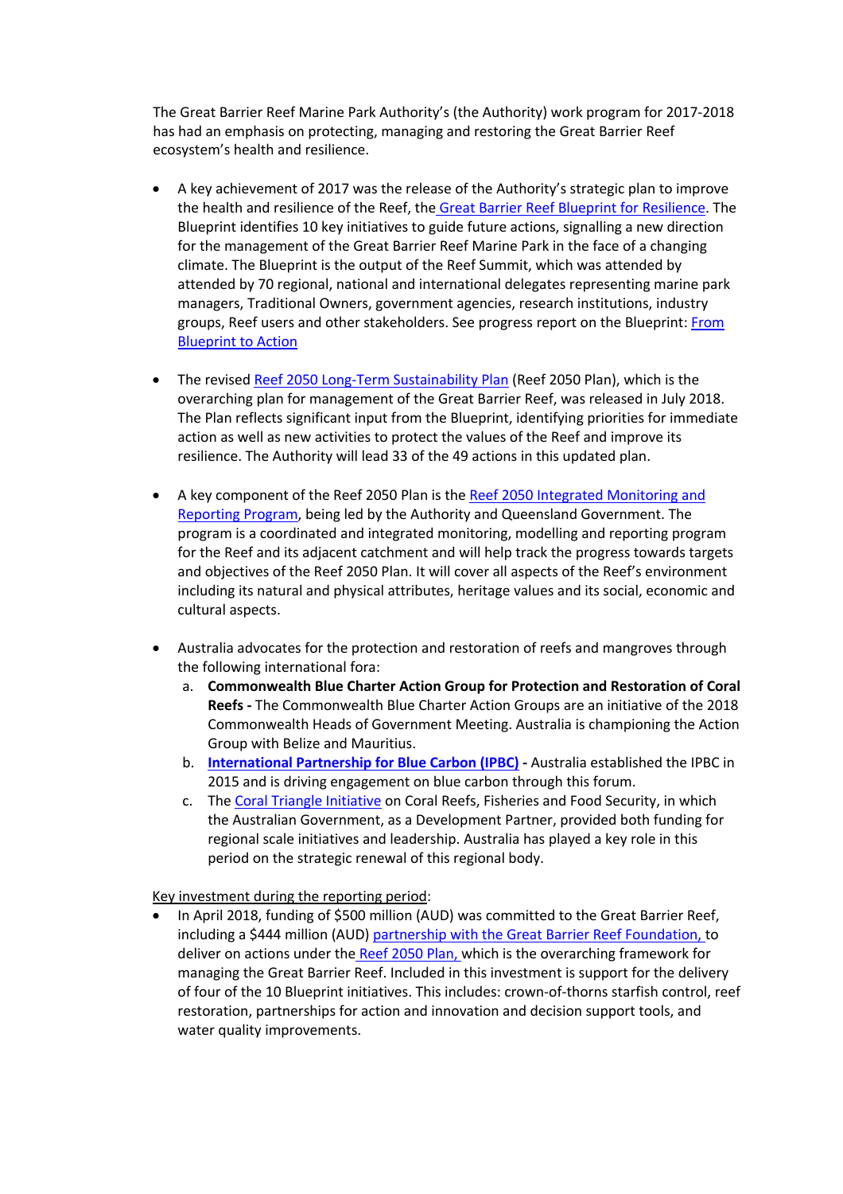The Great Barrier Reef Marine Park Authority's (the Authority) work program for 2017-2018 has had an emphasis on protecting, managing and restoring the Great Barrier Reef ecosystem's health and resilience.

- A key achievement of 2017 was the release of the Authority's strategic plan to improve the health and resilience of the Reef, the Great Barrier Reef Blueprint for Resilience. The Blueprint identifies 10 key initiatives to guide future actions, signalling a new direction for the management of the Great Barrier Reef Marine Park in the face of a changing climate. The Blueprint is the output of the Reef Summit, which was attended by attended by 70 regional, national and international delegates representing marine park managers, Traditional Owners, government agencies, research institutions, industry groups, Reef users and other stakeholders. See progress report on the Blueprint: From Blueprint to Action

- The revised Reef 2050 Long-Term Sustainability Plan (Reef 2050 Plan), which is the overarching plan for management of the Great Barrier Reef, was released in July 2018. The Plan reflects significant input from the Blueprint, identifying priorities for immediate action as well as new activities to protect the values of the Reef and improve its resilience. The Authority will lead 33 of the 49 actions in this updated plan.

- A key component of the Reef 2050 Plan is the Reef 2050 Integrated Monitoring and Reporting Program, being led by the Authority and Queensland Government. The program is a coordinated and integrated monitoring, modelling and reporting program for the Reef and its adjacent catchment and will help track the progress towards targets and objectives of the Reef 2050 Plan. It will cover all aspects of the Reef's environment including its natural and physical attributes, heritage values and its social, economic and cultural aspects.

- Australia advocates for the protection and restoration of reefs and mangroves through the following international fora:
  a. **Commonwealth Blue Charter Action Group for Protection and Restoration of Coral Reefs -** The Commonwealth Blue Charter Action Groups are an initiative of the 2018 Commonwealth Heads of Government Meeting. Australia is championing the Action Group with Belize and Mauritius.
  b. **International Partnership for Blue Carbon (IPBC) -** Australia established the IPBC in 2015 and is driving engagement on blue carbon through this forum.
  c. The Coral Triangle Initiative on Coral Reefs, Fisheries and Food Security, in which the Australian Government, as a Development Partner, provided both funding for regional scale initiatives and leadership. Australia has played a key role in this period on the strategic renewal of this regional body.

Key investment during the reporting period:

- In April 2018, funding of $500 million (AUD) was committed to the Great Barrier Reef, including a $444 million (AUD) partnership with the Great Barrier Reef Foundation, to deliver on actions under the Reef 2050 Plan, which is the overarching framework for managing the Great Barrier Reef. Included in this investment is support for the delivery of four of the 10 Blueprint initiatives. This includes: crown-of-thorns starfish control, reef restoration, partnerships for action and innovation and decision support tools, and water quality improvements.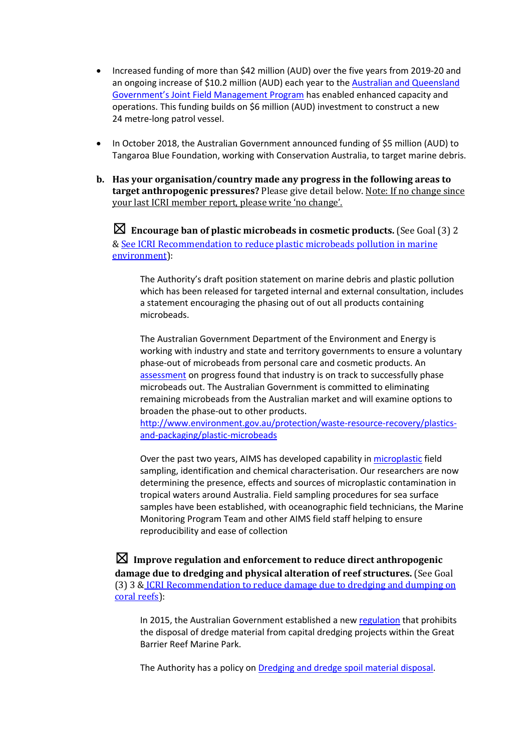- Increased funding of more than $42 million (AUD) over the five years from 2019-20 and an ongoing increase of $10.2 million (AUD) each year to the Australian and Queensland Government's Joint Field Management Program has enabled enhanced capacity and operations. This funding builds on $6 million (AUD) investment to construct a new 24 metre-long patrol vessel.

- In October 2018, the Australian Government announced funding of $5 million (AUD) to Tangaroa Blue Foundation, working with Conservation Australia, to target marine debris.

**b. Has your organisation/country made any progress in the following areas to target anthropogenic pressures?** Please give detail below. Note: If no change since your last ICRI member report, please write 'no change'.

☒ **Encourage ban of plastic microbeads in cosmetic products.** (See Goal (3) 2 & See ICRI Recommendation to reduce plastic microbeads pollution in marine environment):

> The Authority's draft position statement on marine debris and plastic pollution which has been released for targeted internal and external consultation, includes a statement encouraging the phasing out of out all products containing microbeads.
>
> The Australian Government Department of the Environment and Energy is working with industry and state and territory governments to ensure a voluntary phase-out of microbeads from personal care and cosmetic products. An assessment on progress found that industry is on track to successfully phase microbeads out. The Australian Government is committed to eliminating remaining microbeads from the Australian market and will examine options to broaden the phase-out to other products. http://www.environment.gov.au/protection/waste-resource-recovery/plastics-and-packaging/plastic-microbeads
>
> Over the past two years, AIMS has developed capability in microplastic field sampling, identification and chemical characterisation. Our researchers are now determining the presence, effects and sources of microplastic contamination in tropical waters around Australia. Field sampling procedures for sea surface samples have been established, with oceanographic field technicians, the Marine Monitoring Program Team and other AIMS field staff helping to ensure reproducibility and ease of collection

☒ **Improve regulation and enforcement to reduce direct anthropogenic damage due to dredging and physical alteration of reef structures.** (See Goal (3) 3 & ICRI Recommendation to reduce damage due to dredging and dumping on coral reefs):

> In 2015, the Australian Government established a new regulation that prohibits the disposal of dredge material from capital dredging projects within the Great Barrier Reef Marine Park.
>
> The Authority has a policy on Dredging and dredge spoil material disposal.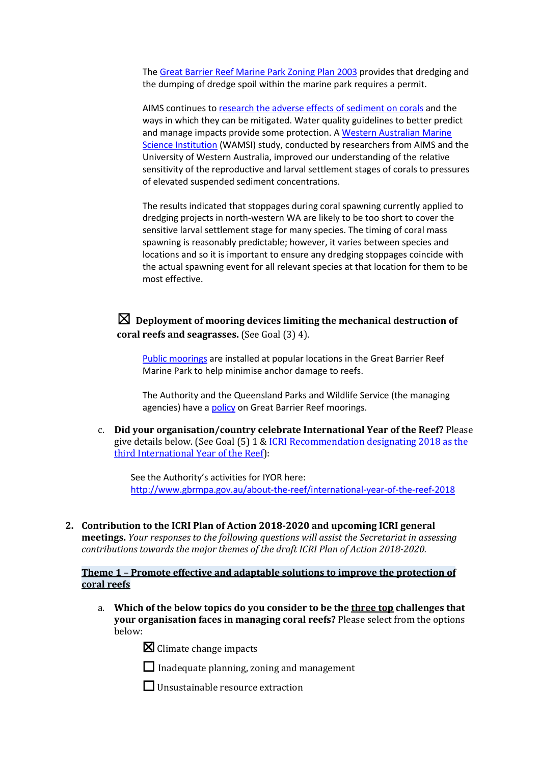The [Great Barrier Reef Marine Park Zoning Plan 2003] provides that dredging and the dumping of dredge spoil within the marine park requires a permit.

AIMS continues to [research the adverse effects of sediment on corals] and the ways in which they can be mitigated. Water quality guidelines to better predict and manage impacts provide some protection. A [Western Australian Marine Science Institution] (WAMSI) study, conducted by researchers from AIMS and the University of Western Australia, improved our understanding of the relative sensitivity of the reproductive and larval settlement stages of corals to pressures of elevated suspended sediment concentrations.

The results indicated that stoppages during coral spawning currently applied to dredging projects in north-western WA are likely to be too short to cover the sensitive larval settlement stage for many species. The timing of coral mass spawning is reasonably predictable; however, it varies between species and locations and so it is important to ensure any dredging stoppages coincide with the actual spawning event for all relevant species at that location for them to be most effective.

☒ **Deployment of mooring devices limiting the mechanical destruction of coral reefs and seagrasses.** (See Goal (3) 4).

[Public moorings] are installed at popular locations in the Great Barrier Reef Marine Park to help minimise anchor damage to reefs.

The Authority and the Queensland Parks and Wildlife Service (the managing agencies) have a [policy] on Great Barrier Reef moorings.

c. **Did your organisation/country celebrate International Year of the Reef?** Please give details below. (See Goal (5) 1 & [ICRI Recommendation designating 2018 as the third International Year of the Reef]):

See the Authority's activities for IYOR here: http://www.gbrmpa.gov.au/about-the-reef/international-year-of-the-reef-2018

**2. Contribution to the ICRI Plan of Action 2018-2020 and upcoming ICRI general meetings.** *Your responses to the following questions will assist the Secretariat in assessing contributions towards the major themes of the draft ICRI Plan of Action 2018-2020.*

**Theme 1 – Promote effective and adaptable solutions to improve the protection of coral reefs**

a. **Which of the below topics do you consider to be the three top challenges that your organisation faces in managing coral reefs?** Please select from the options below:

☒ Climate change impacts

☐ Inadequate planning, zoning and management

☐ Unsustainable resource extraction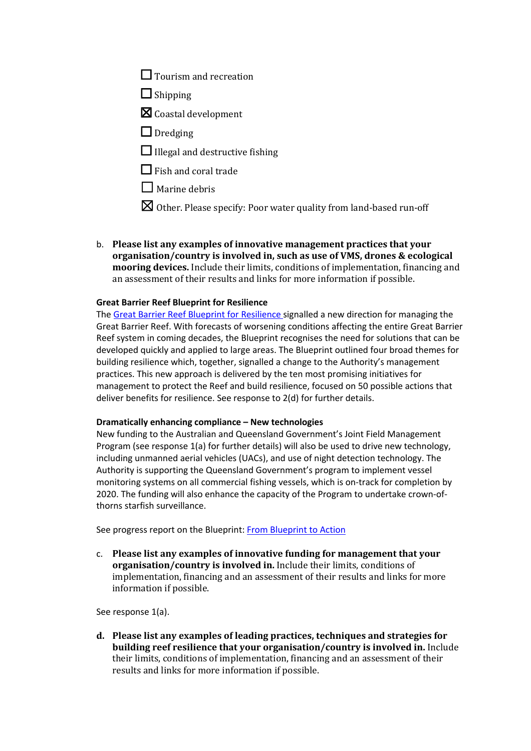☐ Tourism and recreation

☐ Shipping

☒ Coastal development

☐ Dredging

☐ Illegal and destructive fishing

☐ Fish and coral trade

☐ Marine debris

☒ Other. Please specify: Poor water quality from land-based run-off

b. **Please list any examples of innovative management practices that your organisation/country is involved in, such as use of VMS, drones & ecological mooring devices.** Include their limits, conditions of implementation, financing and an assessment of their results and links for more information if possible.

**Great Barrier Reef Blueprint for Resilience**

The Great Barrier Reef Blueprint for Resilience signalled a new direction for managing the Great Barrier Reef. With forecasts of worsening conditions affecting the entire Great Barrier Reef system in coming decades, the Blueprint recognises the need for solutions that can be developed quickly and applied to large areas. The Blueprint outlined four broad themes for building resilience which, together, signalled a change to the Authority's management practices. This new approach is delivered by the ten most promising initiatives for management to protect the Reef and build resilience, focused on 50 possible actions that deliver benefits for resilience. See response to 2(d) for further details.

**Dramatically enhancing compliance – New technologies**

New funding to the Australian and Queensland Government's Joint Field Management Program (see response 1(a) for further details) will also be used to drive new technology, including unmanned aerial vehicles (UACs), and use of night detection technology. The Authority is supporting the Queensland Government's program to implement vessel monitoring systems on all commercial fishing vessels, which is on-track for completion by 2020. The funding will also enhance the capacity of the Program to undertake crown-of-thorns starfish surveillance.

See progress report on the Blueprint: From Blueprint to Action

c. **Please list any examples of innovative funding for management that your organisation/country is involved in.** Include their limits, conditions of implementation, financing and an assessment of their results and links for more information if possible.

See response 1(a).

d. **Please list any examples of leading practices, techniques and strategies for building reef resilience that your organisation/country is involved in.** Include their limits, conditions of implementation, financing and an assessment of their results and links for more information if possible.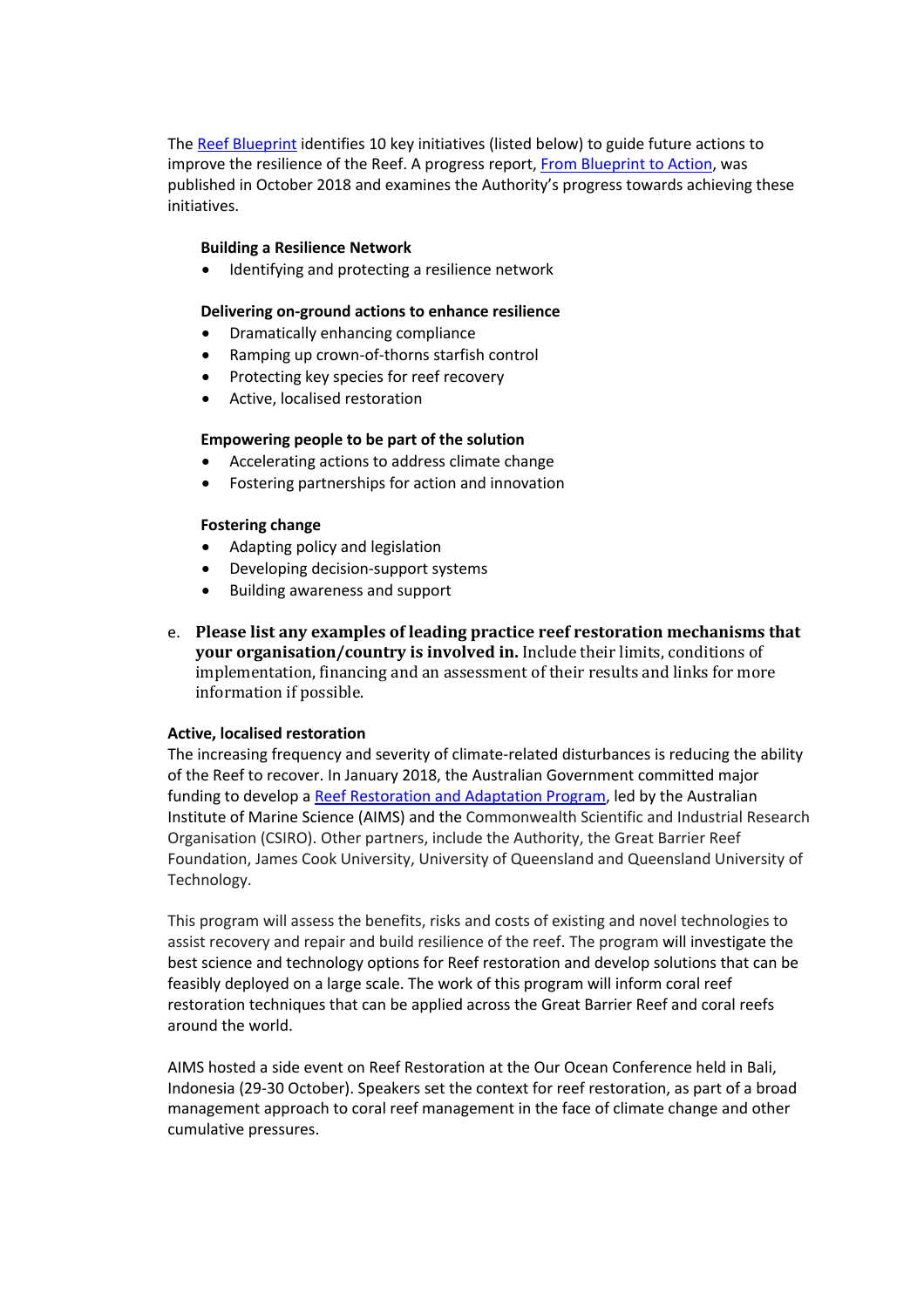The [Reef Blueprint]() identifies 10 key initiatives (listed below) to guide future actions to improve the resilience of the Reef. A progress report, [From Blueprint to Action](), was published in October 2018 and examines the Authority's progress towards achieving these initiatives.

**Building a Resilience Network**

- Identifying and protecting a resilience network

**Delivering on-ground actions to enhance resilience**

- Dramatically enhancing compliance
- Ramping up crown-of-thorns starfish control
- Protecting key species for reef recovery
- Active, localised restoration

**Empowering people to be part of the solution**

- Accelerating actions to address climate change
- Fostering partnerships for action and innovation

**Fostering change**

- Adapting policy and legislation
- Developing decision-support systems
- Building awareness and support

e. **Please list any examples of leading practice reef restoration mechanisms that your organisation/country is involved in.** Include their limits, conditions of implementation, financing and an assessment of their results and links for more information if possible.

**Active, localised restoration**

The increasing frequency and severity of climate-related disturbances is reducing the ability of the Reef to recover. In January 2018, the Australian Government committed major funding to develop a [Reef Restoration and Adaptation Program](), led by the Australian Institute of Marine Science (AIMS) and the Commonwealth Scientific and Industrial Research Organisation (CSIRO). Other partners, include the Authority, the Great Barrier Reef Foundation, James Cook University, University of Queensland and Queensland University of Technology.

This program will assess the benefits, risks and costs of existing and novel technologies to assist recovery and repair and build resilience of the reef. The program will investigate the best science and technology options for Reef restoration and develop solutions that can be feasibly deployed on a large scale. The work of this program will inform coral reef restoration techniques that can be applied across the Great Barrier Reef and coral reefs around the world.

AIMS hosted a side event on Reef Restoration at the Our Ocean Conference held in Bali, Indonesia (29-30 October). Speakers set the context for reef restoration, as part of a broad management approach to coral reef management in the face of climate change and other cumulative pressures.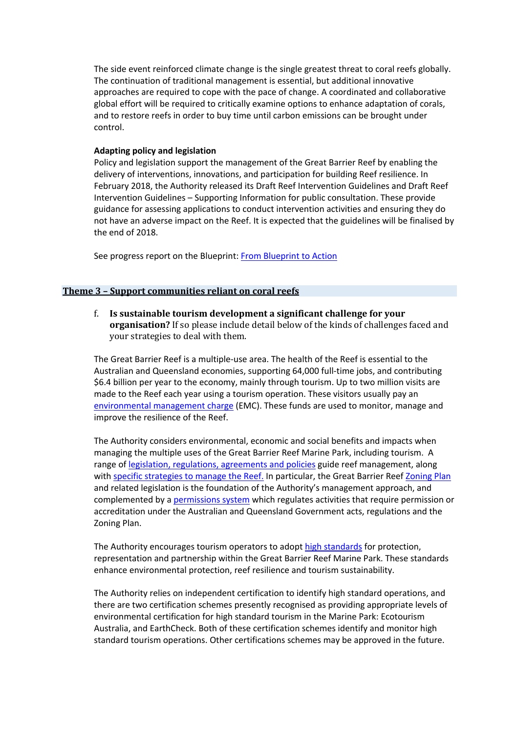The side event reinforced climate change is the single greatest threat to coral reefs globally. The continuation of traditional management is essential, but additional innovative approaches are required to cope with the pace of change. A coordinated and collaborative global effort will be required to critically examine options to enhance adaptation of corals, and to restore reefs in order to buy time until carbon emissions can be brought under control.

**Adapting policy and legislation**

Policy and legislation support the management of the Great Barrier Reef by enabling the delivery of interventions, innovations, and participation for building Reef resilience. In February 2018, the Authority released its Draft Reef Intervention Guidelines and Draft Reef Intervention Guidelines – Supporting Information for public consultation. These provide guidance for assessing applications to conduct intervention activities and ensuring they do not have an adverse impact on the Reef. It is expected that the guidelines will be finalised by the end of 2018.

See progress report on the Blueprint: From Blueprint to Action

## Theme 3 – Support communities reliant on coral reefs

f. **Is sustainable tourism development a significant challenge for your organisation?** If so please include detail below of the kinds of challenges faced and your strategies to deal with them.

The Great Barrier Reef is a multiple-use area. The health of the Reef is essential to the Australian and Queensland economies, supporting 64,000 full-time jobs, and contributing $6.4 billion per year to the economy, mainly through tourism. Up to two million visits are made to the Reef each year using a tourism operation. These visitors usually pay an environmental management charge (EMC). These funds are used to monitor, manage and improve the resilience of the Reef.

The Authority considers environmental, economic and social benefits and impacts when managing the multiple uses of the Great Barrier Reef Marine Park, including tourism. A range of legislation, regulations, agreements and policies guide reef management, along with specific strategies to manage the Reef. In particular, the Great Barrier Reef Zoning Plan and related legislation is the foundation of the Authority's management approach, and complemented by a permissions system which regulates activities that require permission or accreditation under the Australian and Queensland Government acts, regulations and the Zoning Plan.

The Authority encourages tourism operators to adopt high standards for protection, representation and partnership within the Great Barrier Reef Marine Park. These standards enhance environmental protection, reef resilience and tourism sustainability.

The Authority relies on independent certification to identify high standard operations, and there are two certification schemes presently recognised as providing appropriate levels of environmental certification for high standard tourism in the Marine Park: Ecotourism Australia, and EarthCheck. Both of these certification schemes identify and monitor high standard tourism operations. Other certifications schemes may be approved in the future.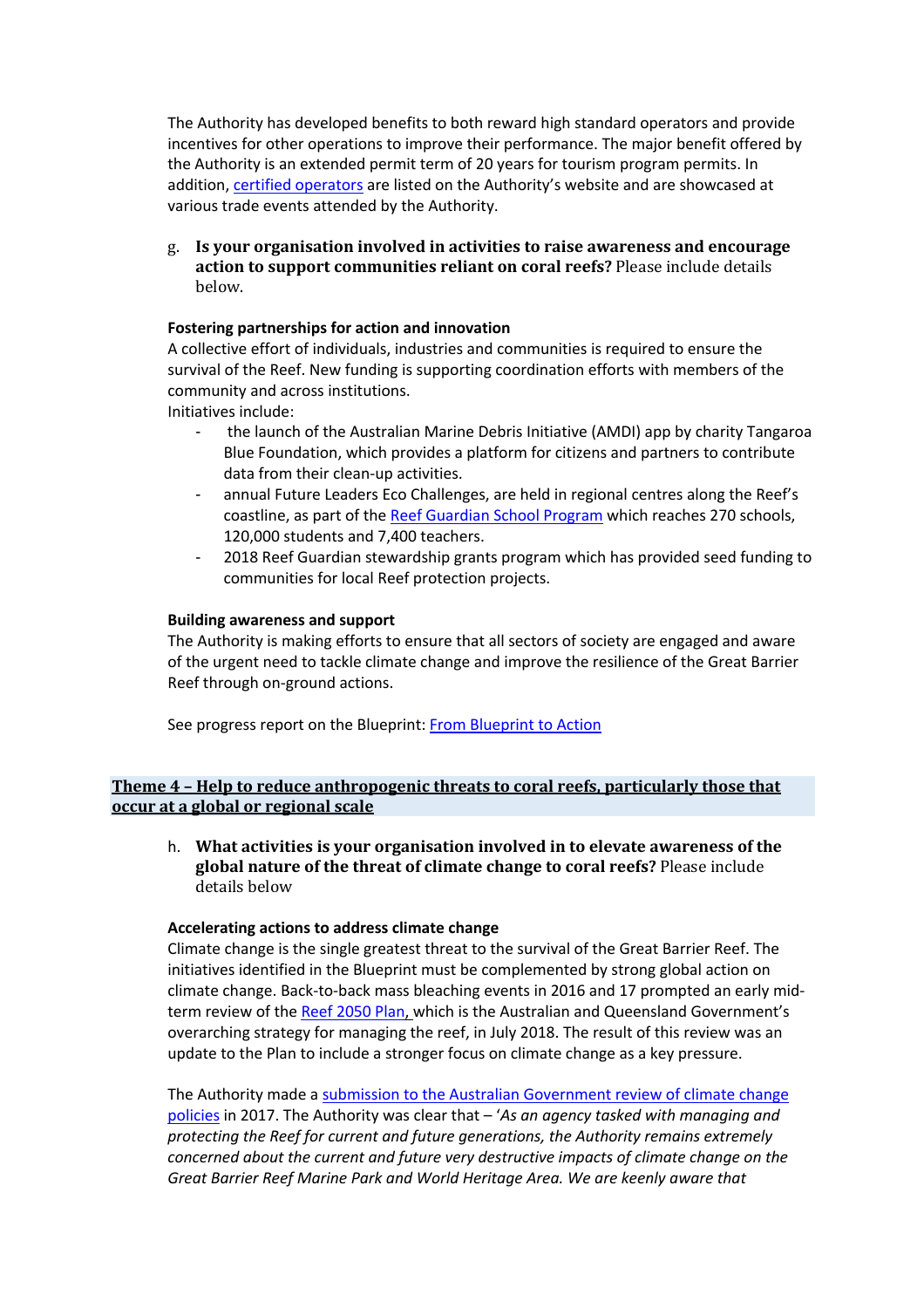The Authority has developed benefits to both reward high standard operators and provide incentives for other operations to improve their performance. The major benefit offered by the Authority is an extended permit term of 20 years for tourism program permits. In addition, certified operators are listed on the Authority's website and are showcased at various trade events attended by the Authority.

g. **Is your organisation involved in activities to raise awareness and encourage action to support communities reliant on coral reefs?** Please include details below.

**Fostering partnerships for action and innovation**

A collective effort of individuals, industries and communities is required to ensure the survival of the Reef. New funding is supporting coordination efforts with members of the community and across institutions.

Initiatives include:

- the launch of the Australian Marine Debris Initiative (AMDI) app by charity Tangaroa Blue Foundation, which provides a platform for citizens and partners to contribute data from their clean-up activities.
- annual Future Leaders Eco Challenges, are held in regional centres along the Reef's coastline, as part of the Reef Guardian School Program which reaches 270 schools, 120,000 students and 7,400 teachers.
- 2018 Reef Guardian stewardship grants program which has provided seed funding to communities for local Reef protection projects.

**Building awareness and support**

The Authority is making efforts to ensure that all sectors of society are engaged and aware of the urgent need to tackle climate change and improve the resilience of the Great Barrier Reef through on-ground actions.

See progress report on the Blueprint: From Blueprint to Action

## Theme 4 – Help to reduce anthropogenic threats to coral reefs, particularly those that occur at a global or regional scale

h. **What activities is your organisation involved in to elevate awareness of the global nature of the threat of climate change to coral reefs?** Please include details below

**Accelerating actions to address climate change**

Climate change is the single greatest threat to the survival of the Great Barrier Reef. The initiatives identified in the Blueprint must be complemented by strong global action on climate change. Back-to-back mass bleaching events in 2016 and 17 prompted an early mid-term review of the Reef 2050 Plan, which is the Australian and Queensland Government's overarching strategy for managing the reef, in July 2018. The result of this review was an update to the Plan to include a stronger focus on climate change as a key pressure.

The Authority made a submission to the Australian Government review of climate change policies in 2017. The Authority was clear that – '*As an agency tasked with managing and protecting the Reef for current and future generations, the Authority remains extremely concerned about the current and future very destructive impacts of climate change on the Great Barrier Reef Marine Park and World Heritage Area. We are keenly aware that*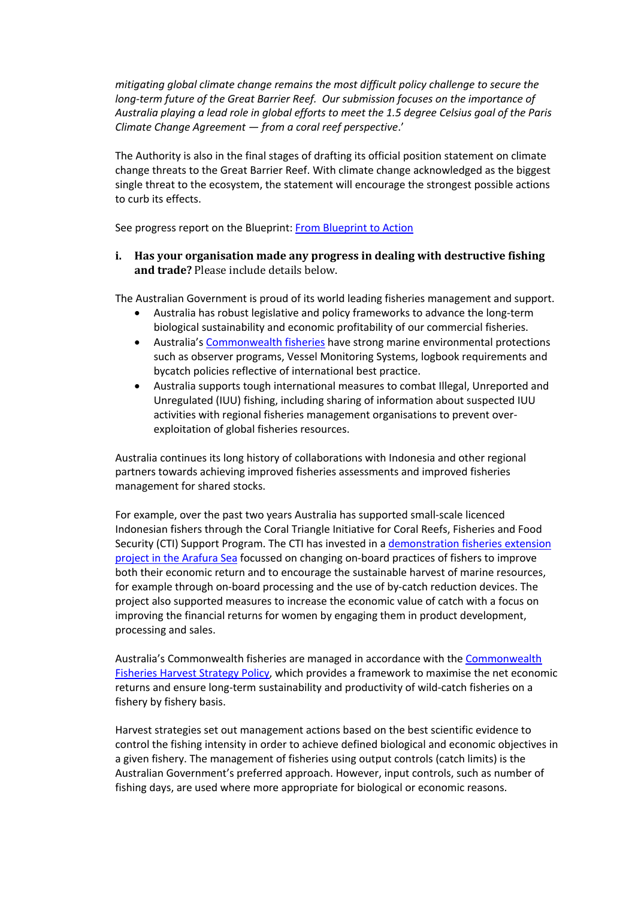*mitigating global climate change remains the most difficult policy challenge to secure the long-term future of the Great Barrier Reef. Our submission focuses on the importance of Australia playing a lead role in global efforts to meet the 1.5 degree Celsius goal of the Paris Climate Change Agreement — from a coral reef perspective*.'

The Authority is also in the final stages of drafting its official position statement on climate change threats to the Great Barrier Reef. With climate change acknowledged as the biggest single threat to the ecosystem, the statement will encourage the strongest possible actions to curb its effects.

See progress report on the Blueprint: From Blueprint to Action

i. **Has your organisation made any progress in dealing with destructive fishing and trade?** Please include details below.

The Australian Government is proud of its world leading fisheries management and support.

- Australia has robust legislative and policy frameworks to advance the long-term biological sustainability and economic profitability of our commercial fisheries.
- Australia's Commonwealth fisheries have strong marine environmental protections such as observer programs, Vessel Monitoring Systems, logbook requirements and bycatch policies reflective of international best practice.
- Australia supports tough international measures to combat Illegal, Unreported and Unregulated (IUU) fishing, including sharing of information about suspected IUU activities with regional fisheries management organisations to prevent over-exploitation of global fisheries resources.

Australia continues its long history of collaborations with Indonesia and other regional partners towards achieving improved fisheries assessments and improved fisheries management for shared stocks.

For example, over the past two years Australia has supported small-scale licenced Indonesian fishers through the Coral Triangle Initiative for Coral Reefs, Fisheries and Food Security (CTI) Support Program. The CTI has invested in a demonstration fisheries extension project in the Arafura Sea focussed on changing on-board practices of fishers to improve both their economic return and to encourage the sustainable harvest of marine resources, for example through on-board processing and the use of by-catch reduction devices. The project also supported measures to increase the economic value of catch with a focus on improving the financial returns for women by engaging them in product development, processing and sales.

Australia's Commonwealth fisheries are managed in accordance with the Commonwealth Fisheries Harvest Strategy Policy, which provides a framework to maximise the net economic returns and ensure long-term sustainability and productivity of wild-catch fisheries on a fishery by fishery basis.

Harvest strategies set out management actions based on the best scientific evidence to control the fishing intensity in order to achieve defined biological and economic objectives in a given fishery. The management of fisheries using output controls (catch limits) is the Australian Government's preferred approach. However, input controls, such as number of fishing days, are used where more appropriate for biological or economic reasons.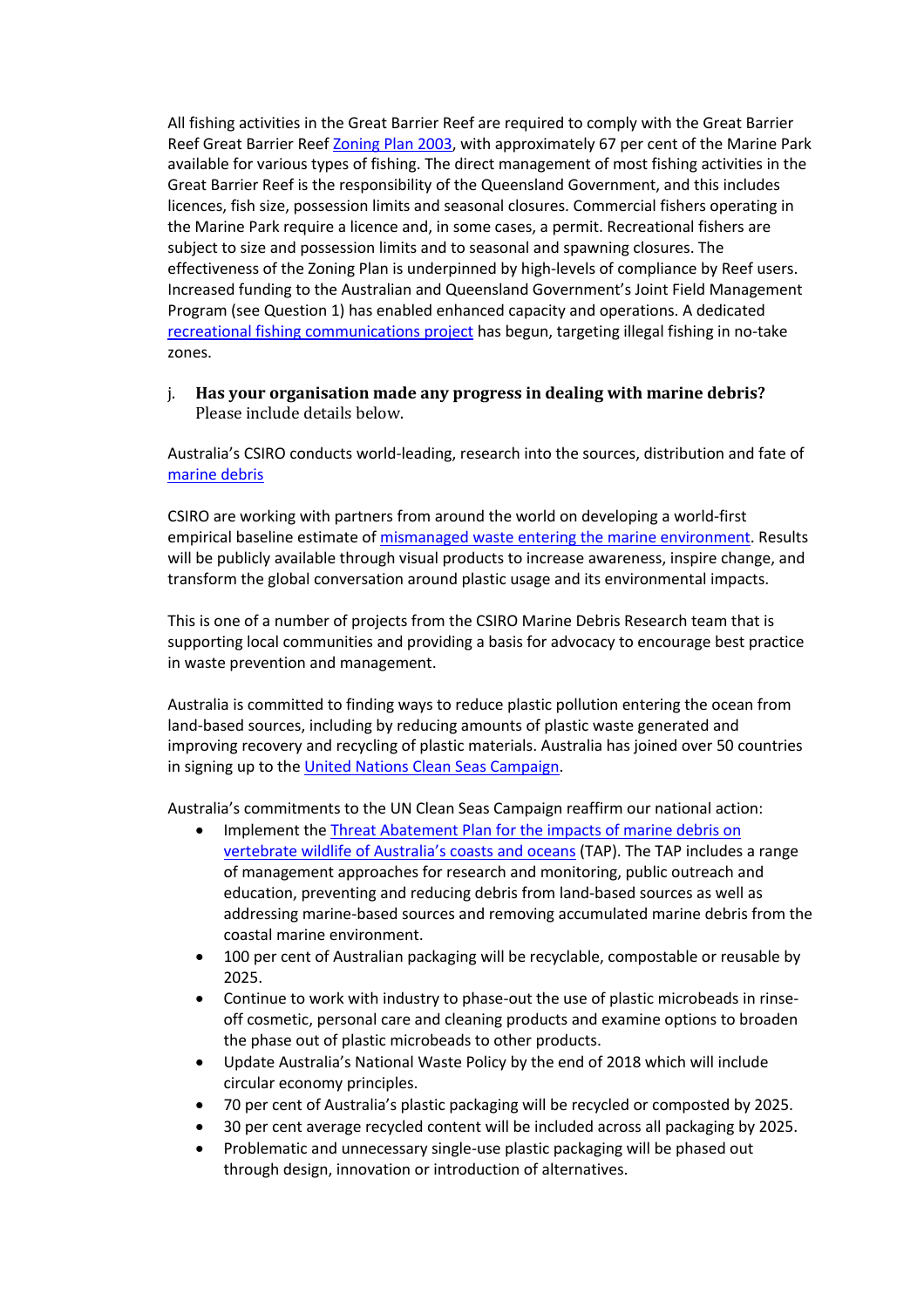All fishing activities in the Great Barrier Reef are required to comply with the Great Barrier Reef Great Barrier Reef Zoning Plan 2003, with approximately 67 per cent of the Marine Park available for various types of fishing. The direct management of most fishing activities in the Great Barrier Reef is the responsibility of the Queensland Government, and this includes licences, fish size, possession limits and seasonal closures. Commercial fishers operating in the Marine Park require a licence and, in some cases, a permit. Recreational fishers are subject to size and possession limits and to seasonal and spawning closures. The effectiveness of the Zoning Plan is underpinned by high-levels of compliance by Reef users. Increased funding to the Australian and Queensland Government's Joint Field Management Program (see Question 1) has enabled enhanced capacity and operations. A dedicated recreational fishing communications project has begun, targeting illegal fishing in no-take zones.

j. **Has your organisation made any progress in dealing with marine debris?** Please include details below.

Australia's CSIRO conducts world-leading, research into the sources, distribution and fate of marine debris

CSIRO are working with partners from around the world on developing a world-first empirical baseline estimate of mismanaged waste entering the marine environment. Results will be publicly available through visual products to increase awareness, inspire change, and transform the global conversation around plastic usage and its environmental impacts.

This is one of a number of projects from the CSIRO Marine Debris Research team that is supporting local communities and providing a basis for advocacy to encourage best practice in waste prevention and management.

Australia is committed to finding ways to reduce plastic pollution entering the ocean from land-based sources, including by reducing amounts of plastic waste generated and improving recovery and recycling of plastic materials. Australia has joined over 50 countries in signing up to the United Nations Clean Seas Campaign.

Australia's commitments to the UN Clean Seas Campaign reaffirm our national action:

- Implement the Threat Abatement Plan for the impacts of marine debris on vertebrate wildlife of Australia's coasts and oceans (TAP). The TAP includes a range of management approaches for research and monitoring, public outreach and education, preventing and reducing debris from land-based sources as well as addressing marine-based sources and removing accumulated marine debris from the coastal marine environment.
- 100 per cent of Australian packaging will be recyclable, compostable or reusable by 2025.
- Continue to work with industry to phase-out the use of plastic microbeads in rinse-off cosmetic, personal care and cleaning products and examine options to broaden the phase out of plastic microbeads to other products.
- Update Australia's National Waste Policy by the end of 2018 which will include circular economy principles.
- 70 per cent of Australia's plastic packaging will be recycled or composted by 2025.
- 30 per cent average recycled content will be included across all packaging by 2025.
- Problematic and unnecessary single-use plastic packaging will be phased out through design, innovation or introduction of alternatives.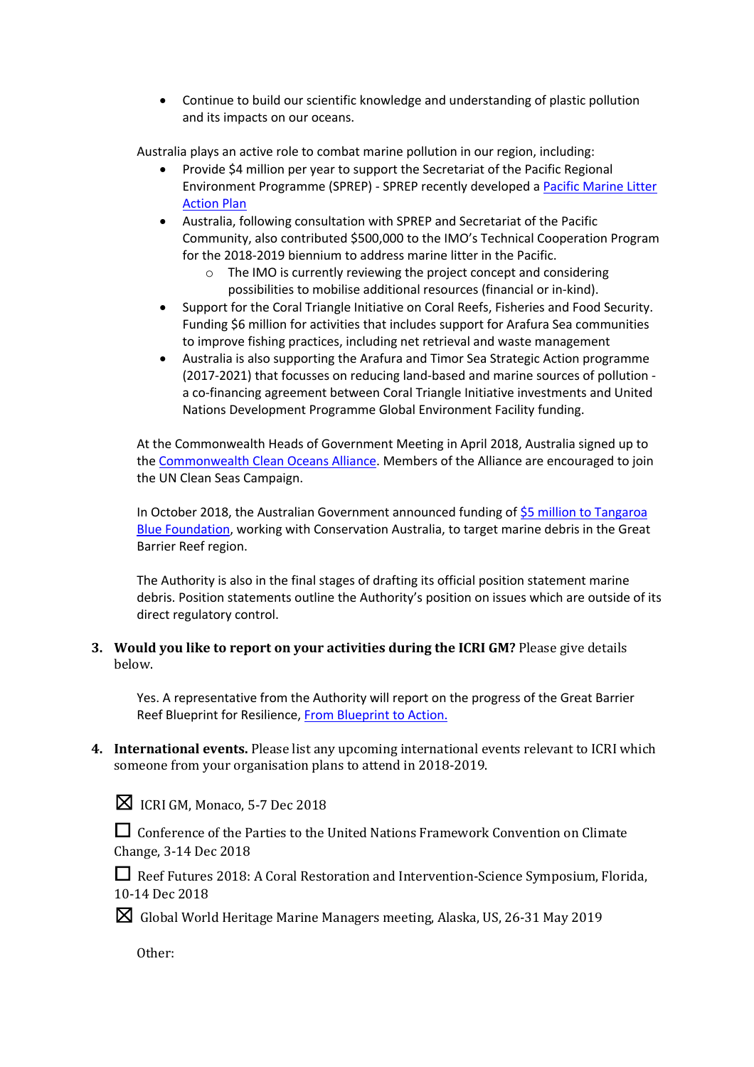- Continue to build our scientific knowledge and understanding of plastic pollution and its impacts on our oceans.

Australia plays an active role to combat marine pollution in our region, including:

- Provide $4 million per year to support the Secretariat of the Pacific Regional Environment Programme (SPREP) - SPREP recently developed a [Pacific Marine Litter Action Plan]
- Australia, following consultation with SPREP and Secretariat of the Pacific Community, also contributed $500,000 to the IMO's Technical Cooperation Program for the 2018-2019 biennium to address marine litter in the Pacific.
  - The IMO is currently reviewing the project concept and considering possibilities to mobilise additional resources (financial or in-kind).
- Support for the Coral Triangle Initiative on Coral Reefs, Fisheries and Food Security. Funding $6 million for activities that includes support for Arafura Sea communities to improve fishing practices, including net retrieval and waste management
- Australia is also supporting the Arafura and Timor Sea Strategic Action programme (2017-2021) that focusses on reducing land-based and marine sources of pollution - a co-financing agreement between Coral Triangle Initiative investments and United Nations Development Programme Global Environment Facility funding.

At the Commonwealth Heads of Government Meeting in April 2018, Australia signed up to the [Commonwealth Clean Oceans Alliance]. Members of the Alliance are encouraged to join the UN Clean Seas Campaign.

In October 2018, the Australian Government announced funding of [$5 million to Tangaroa Blue Foundation], working with Conservation Australia, to target marine debris in the Great Barrier Reef region.

The Authority is also in the final stages of drafting its official position statement marine debris. Position statements outline the Authority's position on issues which are outside of its direct regulatory control.

3. **Would you like to report on your activities during the ICRI GM?** Please give details below.

   Yes. A representative from the Authority will report on the progress of the Great Barrier Reef Blueprint for Resilience, [From Blueprint to Action.]

4. **International events.** Please list any upcoming international events relevant to ICRI which someone from your organisation plans to attend in 2018-2019.

☒ ICRI GM, Monaco, 5-7 Dec 2018

☐ Conference of the Parties to the United Nations Framework Convention on Climate Change, 3-14 Dec 2018

☐ Reef Futures 2018: A Coral Restoration and Intervention-Science Symposium, Florida, 10-14 Dec 2018

☒ Global World Heritage Marine Managers meeting, Alaska, US, 26-31 May 2019

Other: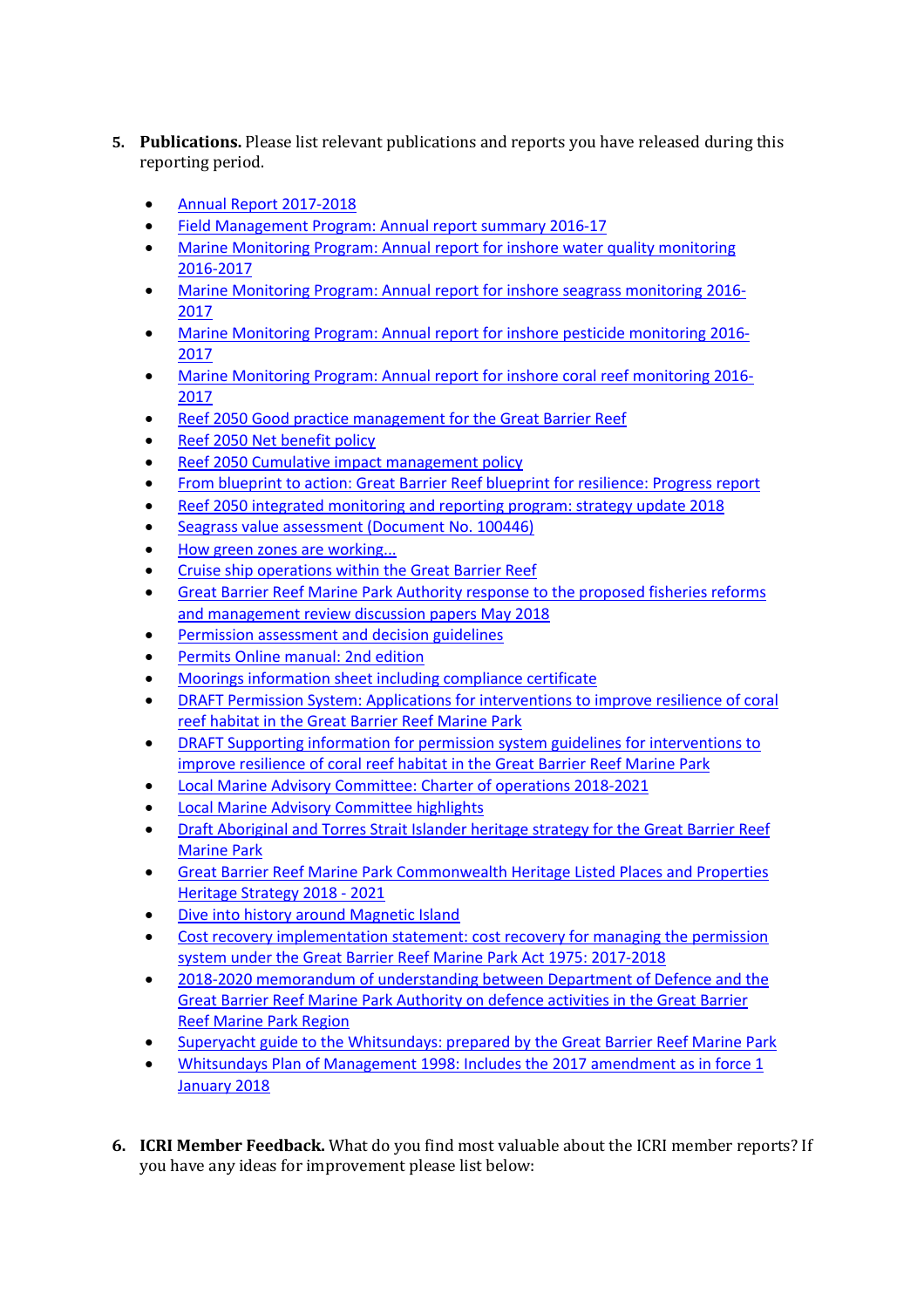5. **Publications.** Please list relevant publications and reports you have released during this reporting period.

    - Annual Report 2017-2018
    - Field Management Program: Annual report summary 2016-17
    - Marine Monitoring Program: Annual report for inshore water quality monitoring 2016-2017
    - Marine Monitoring Program: Annual report for inshore seagrass monitoring 2016-2017
    - Marine Monitoring Program: Annual report for inshore pesticide monitoring 2016-2017
    - Marine Monitoring Program: Annual report for inshore coral reef monitoring 2016-2017
    - Reef 2050 Good practice management for the Great Barrier Reef
    - Reef 2050 Net benefit policy
    - Reef 2050 Cumulative impact management policy
    - From blueprint to action: Great Barrier Reef blueprint for resilience: Progress report
    - Reef 2050 integrated monitoring and reporting program: strategy update 2018
    - Seagrass value assessment (Document No. 100446)
    - How green zones are working...
    - Cruise ship operations within the Great Barrier Reef
    - Great Barrier Reef Marine Park Authority response to the proposed fisheries reforms and management review discussion papers May 2018
    - Permission assessment and decision guidelines
    - Permits Online manual: 2nd edition
    - Moorings information sheet including compliance certificate
    - DRAFT Permission System: Applications for interventions to improve resilience of coral reef habitat in the Great Barrier Reef Marine Park
    - DRAFT Supporting information for permission system guidelines for interventions to improve resilience of coral reef habitat in the Great Barrier Reef Marine Park
    - Local Marine Advisory Committee: Charter of operations 2018-2021
    - Local Marine Advisory Committee highlights
    - Draft Aboriginal and Torres Strait Islander heritage strategy for the Great Barrier Reef Marine Park
    - Great Barrier Reef Marine Park Commonwealth Heritage Listed Places and Properties Heritage Strategy 2018 - 2021
    - Dive into history around Magnetic Island
    - Cost recovery implementation statement: cost recovery for managing the permission system under the Great Barrier Reef Marine Park Act 1975: 2017-2018
    - 2018-2020 memorandum of understanding between Department of Defence and the Great Barrier Reef Marine Park Authority on defence activities in the Great Barrier Reef Marine Park Region
    - Superyacht guide to the Whitsundays: prepared by the Great Barrier Reef Marine Park
    - Whitsundays Plan of Management 1998: Includes the 2017 amendment as in force 1 January 2018

6. **ICRI Member Feedback.** What do you find most valuable about the ICRI member reports? If you have any ideas for improvement please list below: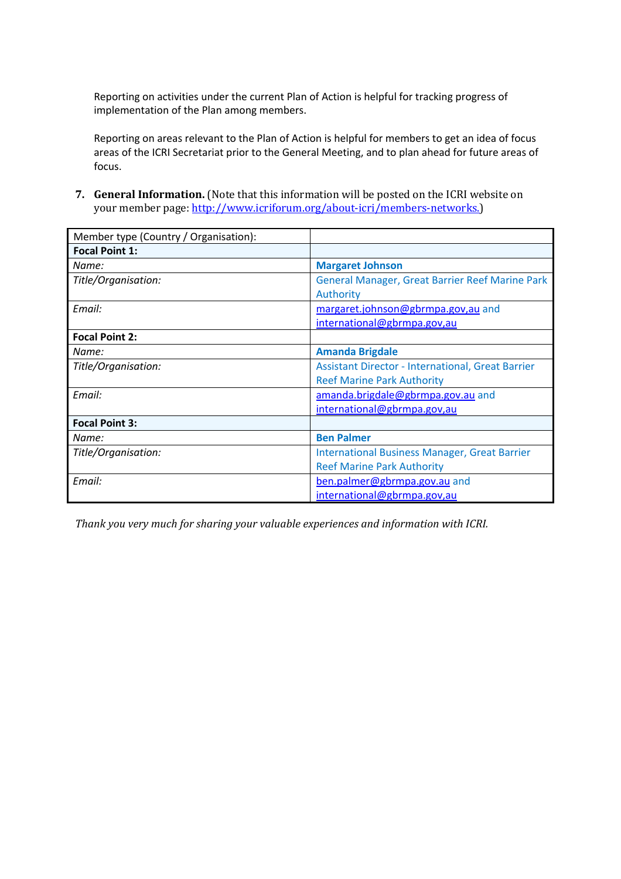Reporting on activities under the current Plan of Action is helpful for tracking progress of implementation of the Plan among members.

Reporting on areas relevant to the Plan of Action is helpful for members to get an idea of focus areas of the ICRI Secretariat prior to the General Meeting, and to plan ahead for future areas of focus.

7. **General Information.** (Note that this information will be posted on the ICRI website on your member page: http://www.icriforum.org/about-icri/members-networks.)

| | |
|---|---|
| Member type (Country / Organisation): | |
| **Focal Point 1:** | |
| *Name:* | **Margaret Johnson** |
| *Title/Organisation:* | General Manager, Great Barrier Reef Marine Park Authority |
| *Email:* | margaret.johnson@gbrmpa.gov,au and international@gbrmpa.gov,au |
| **Focal Point 2:** | |
| *Name:* | **Amanda Brigdale** |
| *Title/Organisation:* | Assistant Director - International, Great Barrier Reef Marine Park Authority |
| *Email:* | amanda.brigdale@gbrmpa.gov.au and international@gbrmpa.gov,au |
| **Focal Point 3:** | |
| *Name:* | **Ben Palmer** |
| *Title/Organisation:* | International Business Manager, Great Barrier Reef Marine Park Authority |
| *Email:* | ben.palmer@gbrmpa.gov.au and international@gbrmpa.gov,au |

*Thank you very much for sharing your valuable experiences and information with ICRI.*